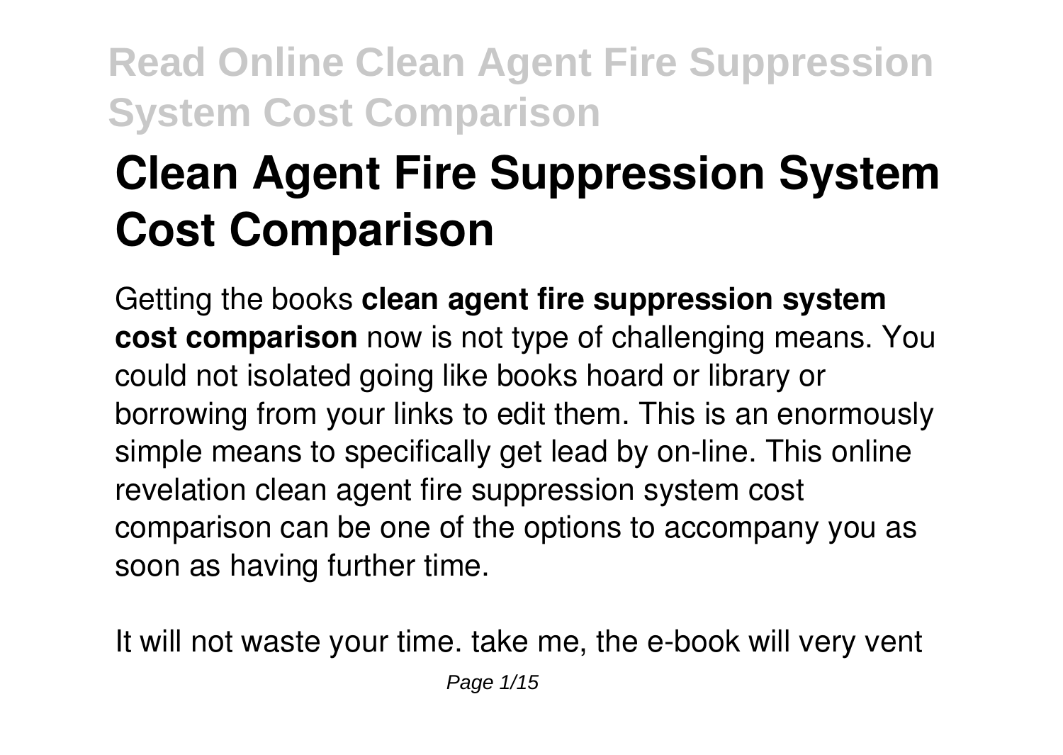# Clean Agent Fire Suppression System Cost Comparison

Getting the books **clean agent fire suppression system cost comparison** now is not type of challenging means. You could not isolated going like books hoard or library or borrowing from your links to edit them. This is an enormously simple means to specifically get lead by on-line. This online revelation clean agent fire suppression system cost comparison can be one of the options to accompany you as soon as having further time.

It will not waste your time. take me, the e-book will very vent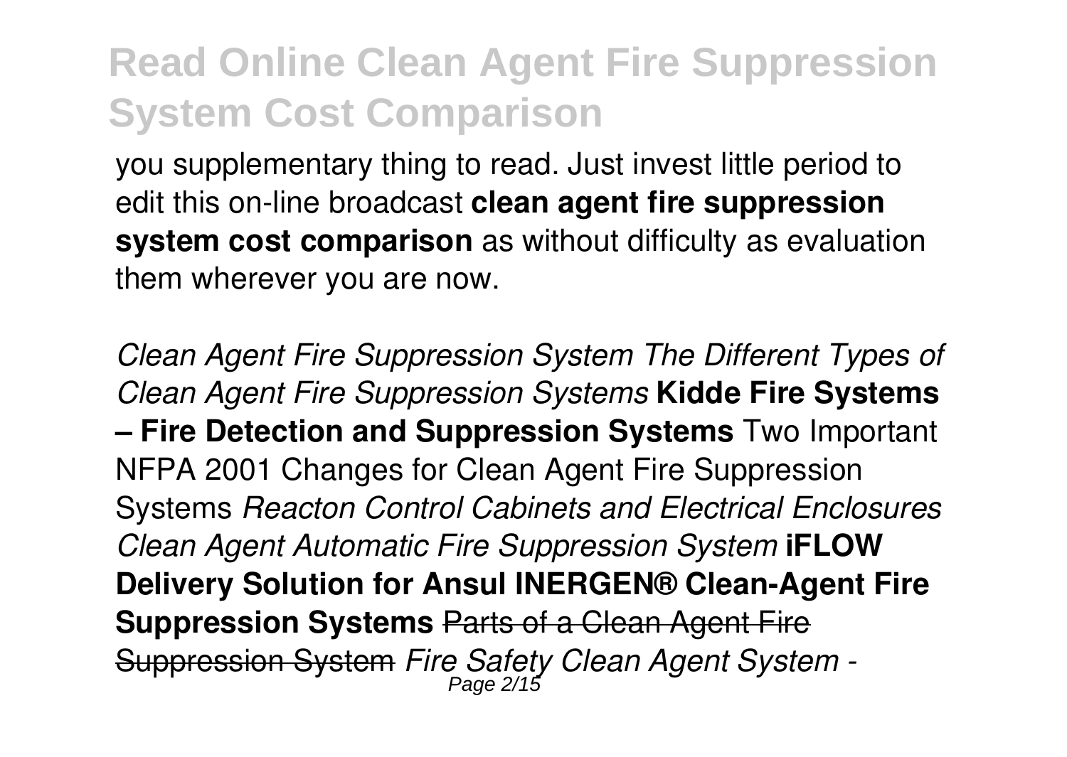you supplementary thing to read. Just invest little period to edit this on-line broadcast **clean agent fire suppression system cost comparison** as without difficulty as evaluation them wherever you are now.

*Clean Agent Fire Suppression System The Different Types of Clean Agent Fire Suppression Systems* **Kidde Fire Systems – Fire Detection and Suppression Systems** Two Important NFPA 2001 Changes for Clean Agent Fire Suppression Systems *Reacton Control Cabinets and Electrical Enclosures Clean Agent Automatic Fire Suppression System* **iFLOW Delivery Solution for Ansul INERGEN® Clean-Agent Fire Suppression Systems** ~~Parts of a Clean Agent Fire Suppression System~~ *Fire Safety Clean Agent System -*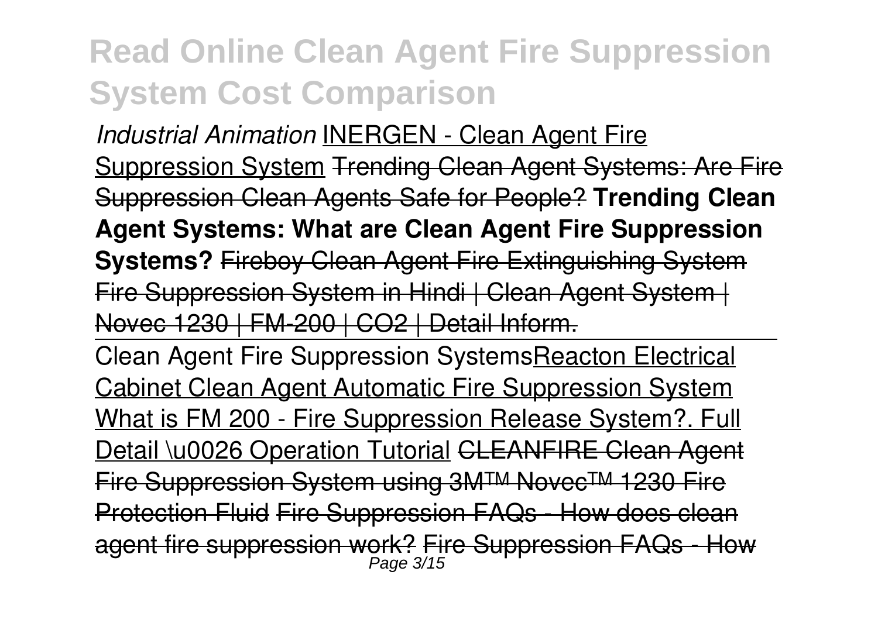# Read Online Clean Agent Fire Suppression System Cost Comparison

*Industrial Animation* INERGEN - Clean Agent Fire Suppression System ~~Trending Clean Agent Systems: Are Fire Suppression Clean Agents Safe for People?~~ **Trending Clean Agent Systems: What are Clean Agent Fire Suppression Systems?** ~~Fireboy Clean Agent Fire Extinguishing System~~ ~~Fire Suppression System in Hindi | Clean Agent System | Novec 1230 | FM-200 | CO2 | Detail Inform.~~

---

Clean Agent Fire Suppression Systems Reacton Electrical Cabinet Clean Agent Automatic Fire Suppression System What is FM 200 - Fire Suppression Release System?. Full Detail \u0026 Operation Tutorial ~~CLEANFIRE Clean Agent Fire Suppression System using 3M™ Novec™ 1230 Fire Protection Fluid~~ ~~Fire Suppression FAQs - How does clean agent fire suppression work?~~ ~~Fire Suppression FAQs - How~~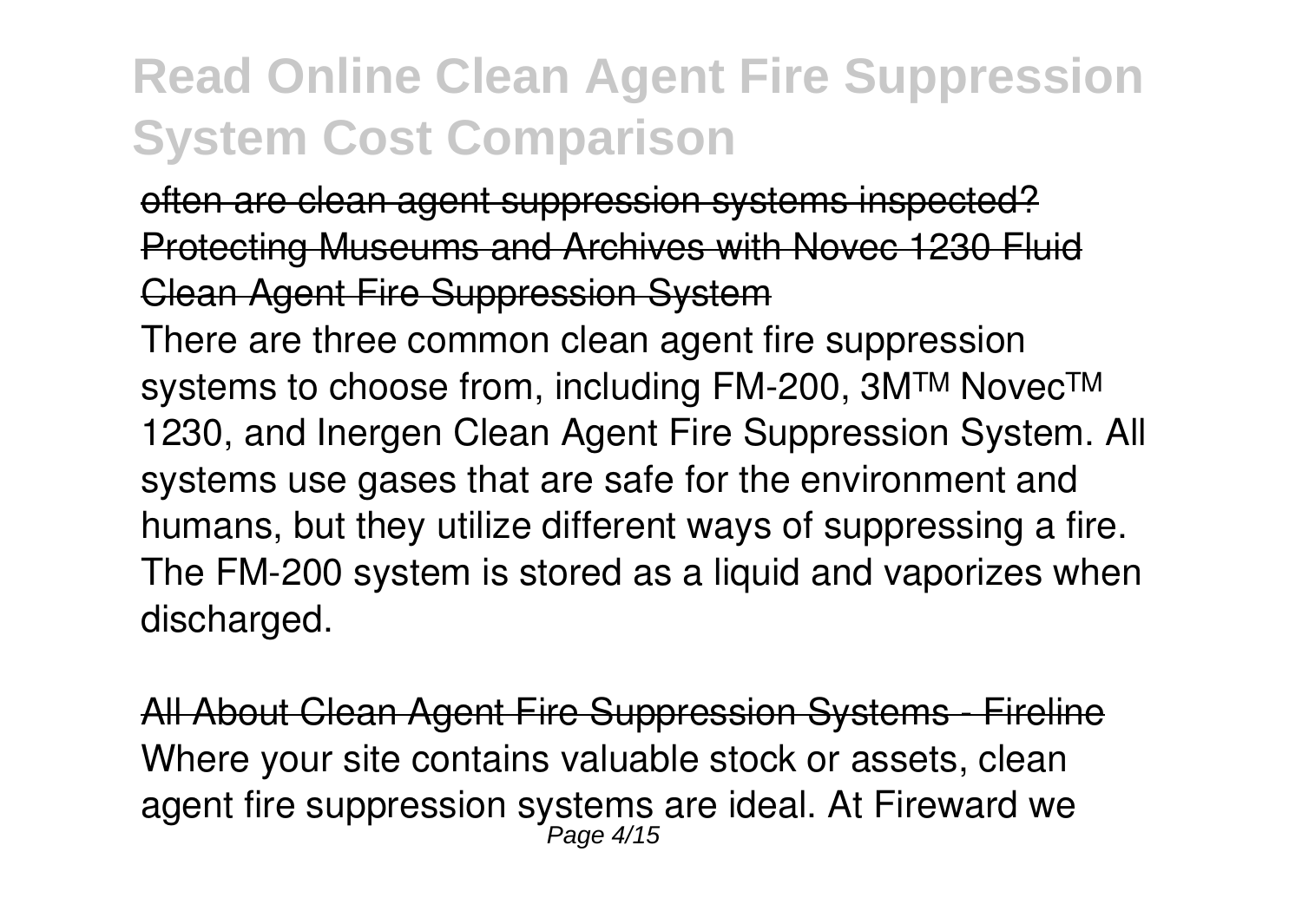often are clean agent suppression systems inspected? Protecting Museums and Archives with Novec 1230 Fluid Clean Agent Fire Suppression System

There are three common clean agent fire suppression systems to choose from, including FM-200, 3M™ Novec™ 1230, and Inergen Clean Agent Fire Suppression System. All systems use gases that are safe for the environment and humans, but they utilize different ways of suppressing a fire. The FM-200 system is stored as a liquid and vaporizes when discharged.

All About Clean Agent Fire Suppression Systems - Fireline

Where your site contains valuable stock or assets, clean agent fire suppression systems are ideal. At Fireward we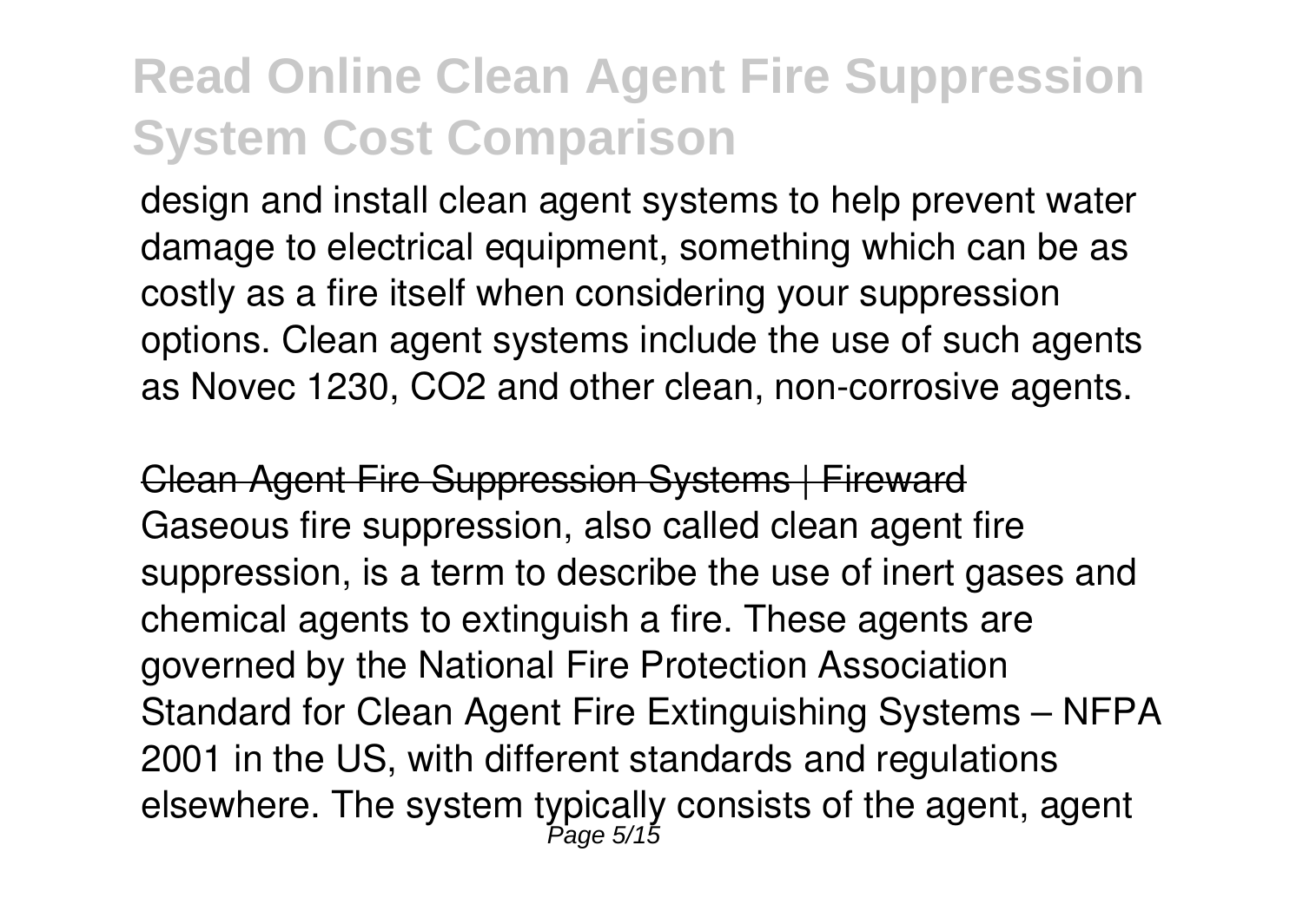design and install clean agent systems to help prevent water damage to electrical equipment, something which can be as costly as a fire itself when considering your suppression options. Clean agent systems include the use of such agents as Novec 1230, $CO_2$ and other clean, non-corrosive agents.

~~Clean Agent Fire Suppression Systems | Fireward~~

Gaseous fire suppression, also called clean agent fire suppression, is a term to describe the use of inert gases and chemical agents to extinguish a fire. These agents are governed by the National Fire Protection Association Standard for Clean Agent Fire Extinguishing Systems – NFPA 2001 in the US, with different standards and regulations elsewhere. The system typically consists of the agent, agent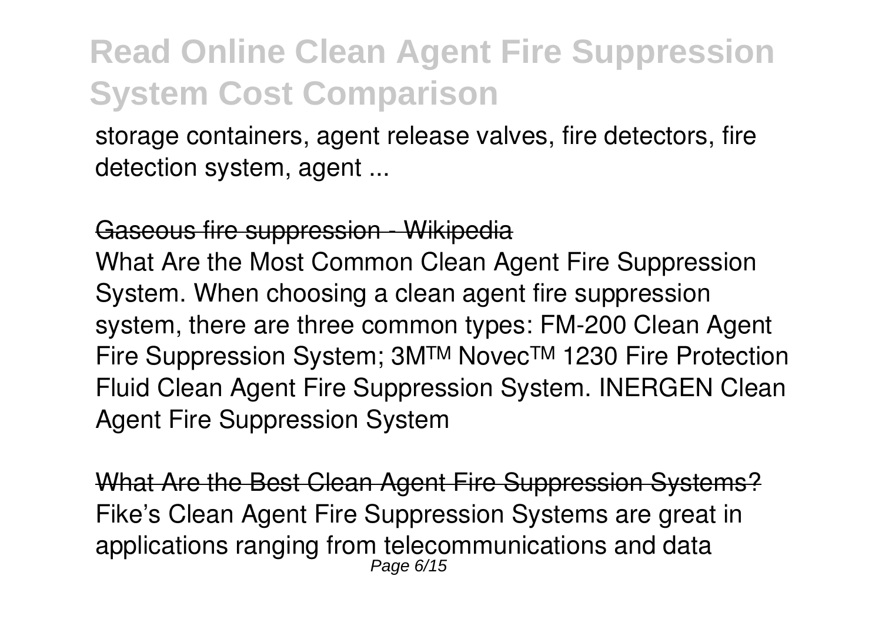storage containers, agent release valves, fire detectors, fire detection system, agent ...

Gaseous fire suppression - Wikipedia

What Are the Most Common Clean Agent Fire Suppression System. When choosing a clean agent fire suppression system, there are three common types: FM-200 Clean Agent Fire Suppression System; 3M™ Novec™ 1230 Fire Protection Fluid Clean Agent Fire Suppression System. INERGEN Clean Agent Fire Suppression System

What Are the Best Clean Agent Fire Suppression Systems?

Fike's Clean Agent Fire Suppression Systems are great in applications ranging from telecommunications and data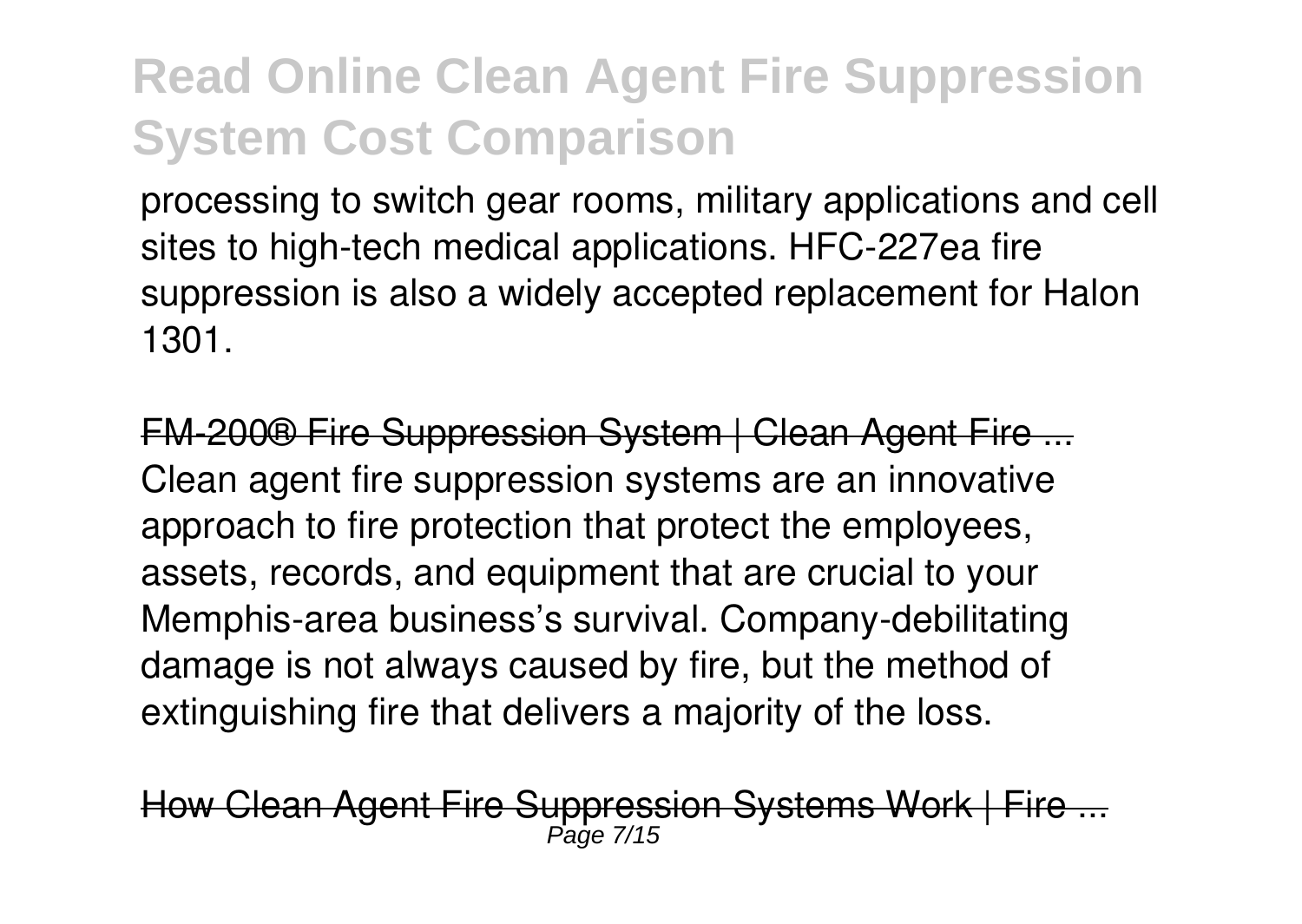processing to switch gear rooms, military applications and cell sites to high-tech medical applications. HFC-227ea fire suppression is also a widely accepted replacement for Halon 1301.

FM-200® Fire Suppression System | Clean Agent Fire ...

Clean agent fire suppression systems are an innovative approach to fire protection that protect the employees, assets, records, and equipment that are crucial to your Memphis-area business's survival. Company-debilitating damage is not always caused by fire, but the method of extinguishing fire that delivers a majority of the loss.

How Clean Agent Fire Suppression Systems Work | Fire ...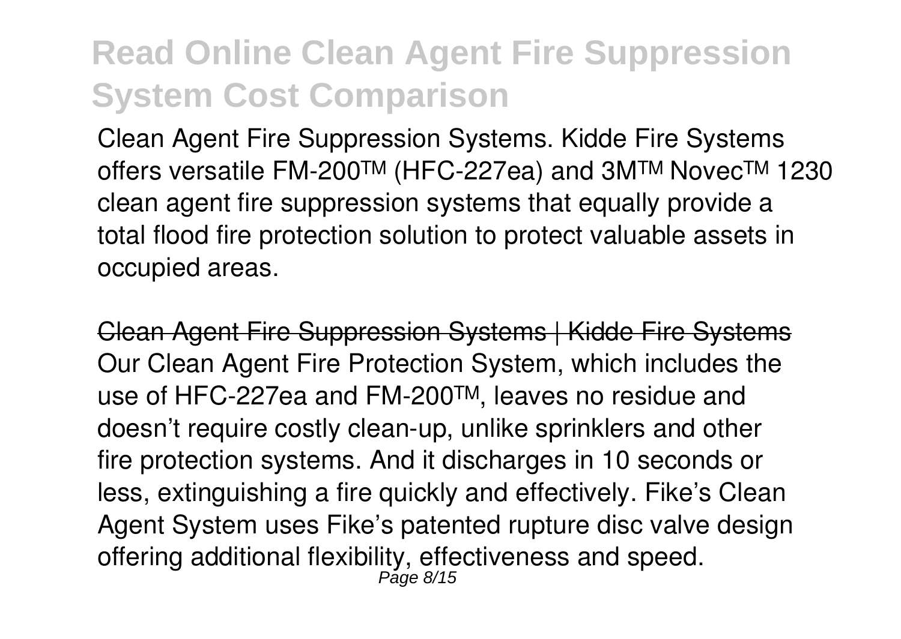# Read Online Clean Agent Fire Suppression System Cost Comparison

Clean Agent Fire Suppression Systems. Kidde Fire Systems offers versatile FM-200™ (HFC-227ea) and 3M™ Novec™ 1230 clean agent fire suppression systems that equally provide a total flood fire protection solution to protect valuable assets in occupied areas.

~~Clean Agent Fire Suppression Systems | Kidde Fire Systems~~

Our Clean Agent Fire Protection System, which includes the use of HFC-227ea and FM-200™, leaves no residue and doesn't require costly clean-up, unlike sprinklers and other fire protection systems. And it discharges in 10 seconds or less, extinguishing a fire quickly and effectively. Fike's Clean Agent System uses Fike's patented rupture disc valve design offering additional flexibility, effectiveness and speed.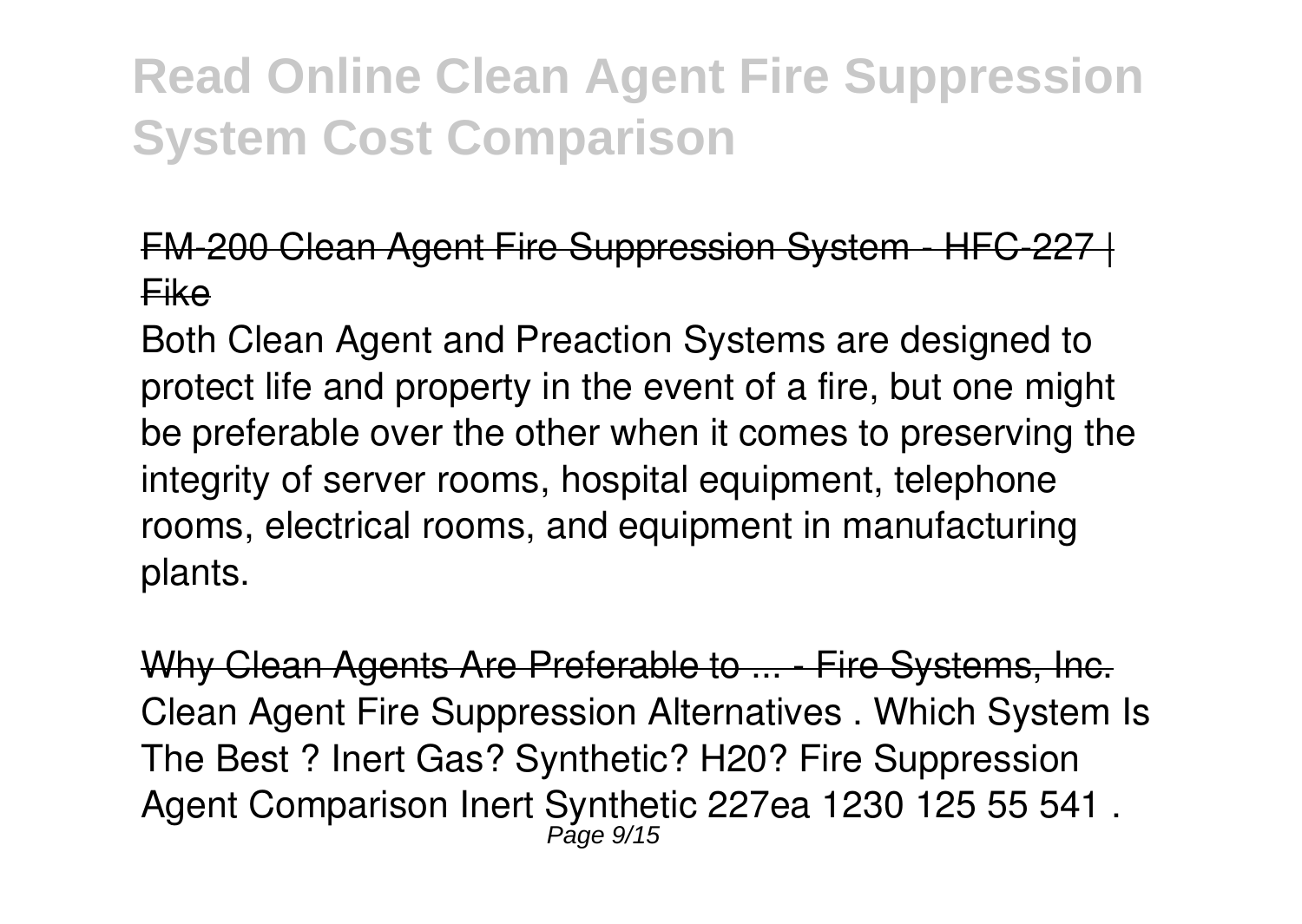# Read Online Clean Agent Fire Suppression System Cost Comparison

FM-200 Clean Agent Fire Suppression System - HFC-227 | Fike

Both Clean Agent and Preaction Systems are designed to protect life and property in the event of a fire, but one might be preferable over the other when it comes to preserving the integrity of server rooms, hospital equipment, telephone rooms, electrical rooms, and equipment in manufacturing plants.

Why Clean Agents Are Preferable to ... - Fire Systems, Inc.

Clean Agent Fire Suppression Alternatives . Which System Is The Best ? Inert Gas? Synthetic? H20? Fire Suppression Agent Comparison Inert Synthetic 227ea 1230 125 55 541 .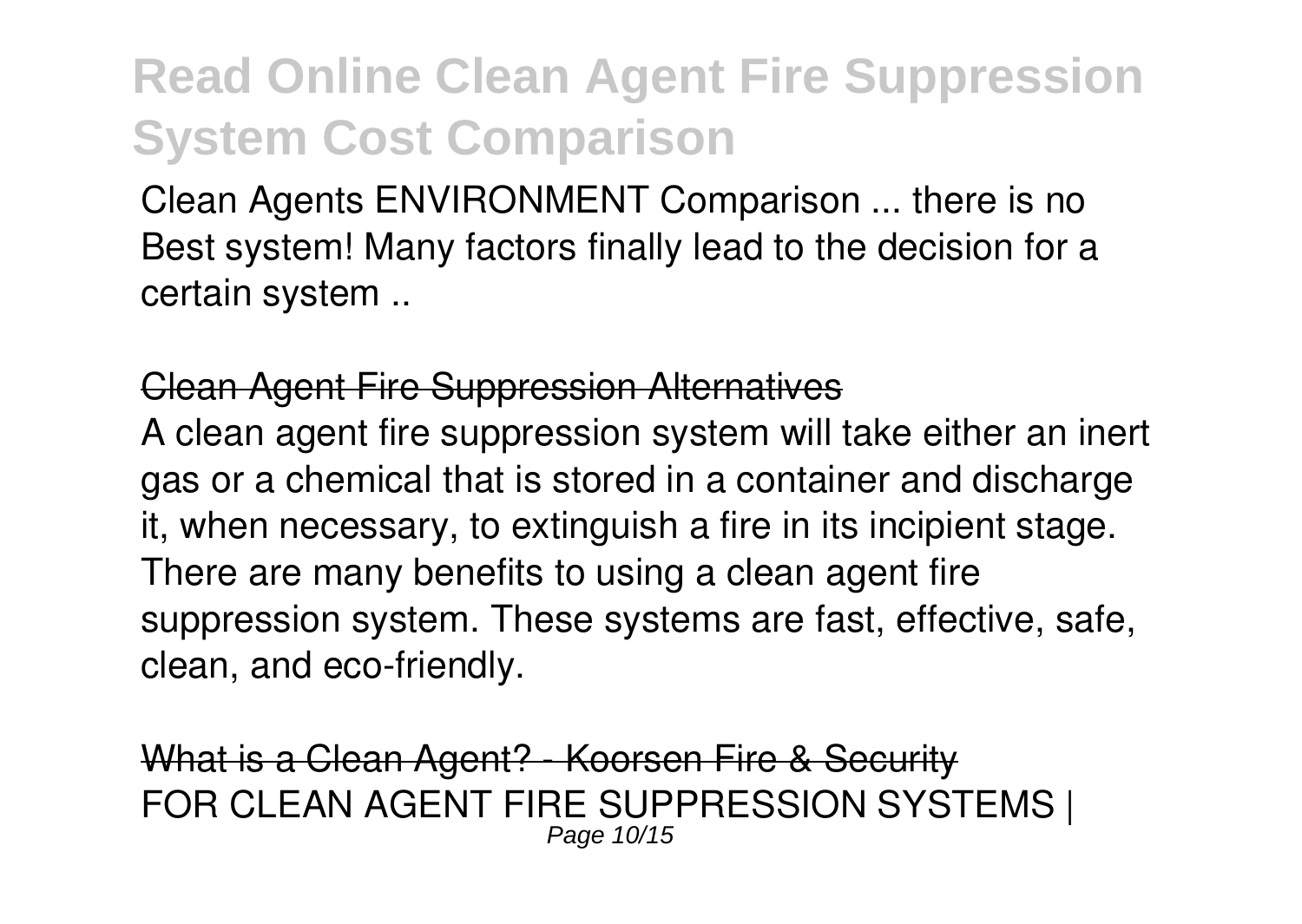Clean Agents ENVIRONMENT Comparison ... there is no Best system! Many factors finally lead to the decision for a certain system ..

Clean Agent Fire Suppression Alternatives

A clean agent fire suppression system will take either an inert gas or a chemical that is stored in a container and discharge it, when necessary, to extinguish a fire in its incipient stage. There are many benefits to using a clean agent fire suppression system. These systems are fast, effective, safe, clean, and eco-friendly.

What is a Clean Agent? - Koorsen Fire & Security

FOR CLEAN AGENT FIRE SUPPRESSION SYSTEMS |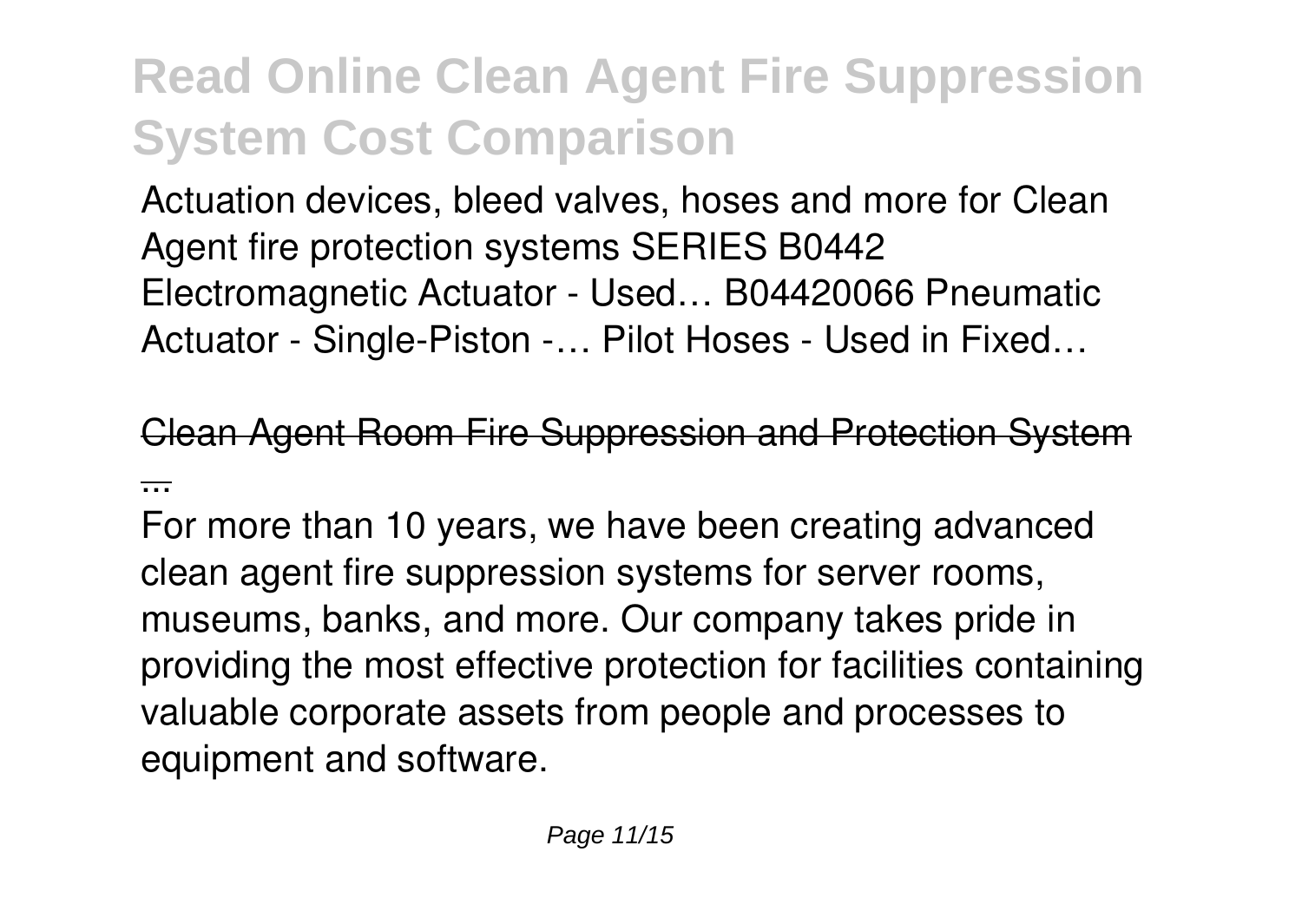Actuation devices, bleed valves, hoses and more for Clean Agent fire protection systems SERIES B0442 Electromagnetic Actuator - Used… B04420066 Pneumatic Actuator - Single-Piston -… Pilot Hoses - Used in Fixed…

## Clean Agent Room Fire Suppression and Protection System ...

For more than 10 years, we have been creating advanced clean agent fire suppression systems for server rooms, museums, banks, and more. Our company takes pride in providing the most effective protection for facilities containing valuable corporate assets from people and processes to equipment and software.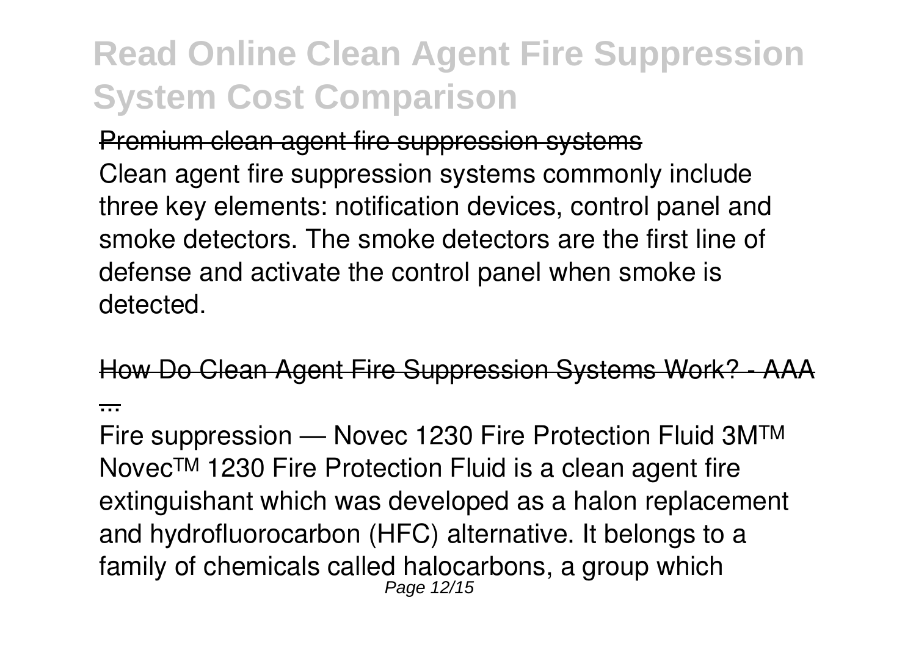Premium clean agent fire suppression systems

Clean agent fire suppression systems commonly include three key elements: notification devices, control panel and smoke detectors. The smoke detectors are the first line of defense and activate the control panel when smoke is detected.

How Do Clean Agent Fire Suppression Systems Work? - AAA ...

Fire suppression — Novec 1230 Fire Protection Fluid 3M™ Novec™ 1230 Fire Protection Fluid is a clean agent fire extinguishant which was developed as a halon replacement and hydrofluorocarbon (HFC) alternative. It belongs to a family of chemicals called halocarbons, a group which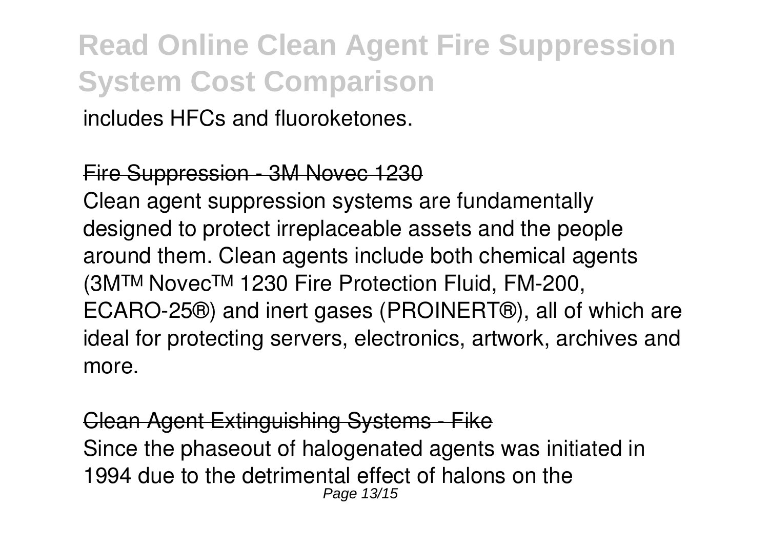includes HFCs and fluoroketones.

Fire Suppression - 3M Novec 1230

Clean agent suppression systems are fundamentally designed to protect irreplaceable assets and the people around them. Clean agents include both chemical agents (3M™ Novec™ 1230 Fire Protection Fluid, FM-200, ECARO-25®) and inert gases (PROINERT®), all of which are ideal for protecting servers, electronics, artwork, archives and more.

Clean Agent Extinguishing Systems - Fike

Since the phaseout of halogenated agents was initiated in 1994 due to the detrimental effect of halons on the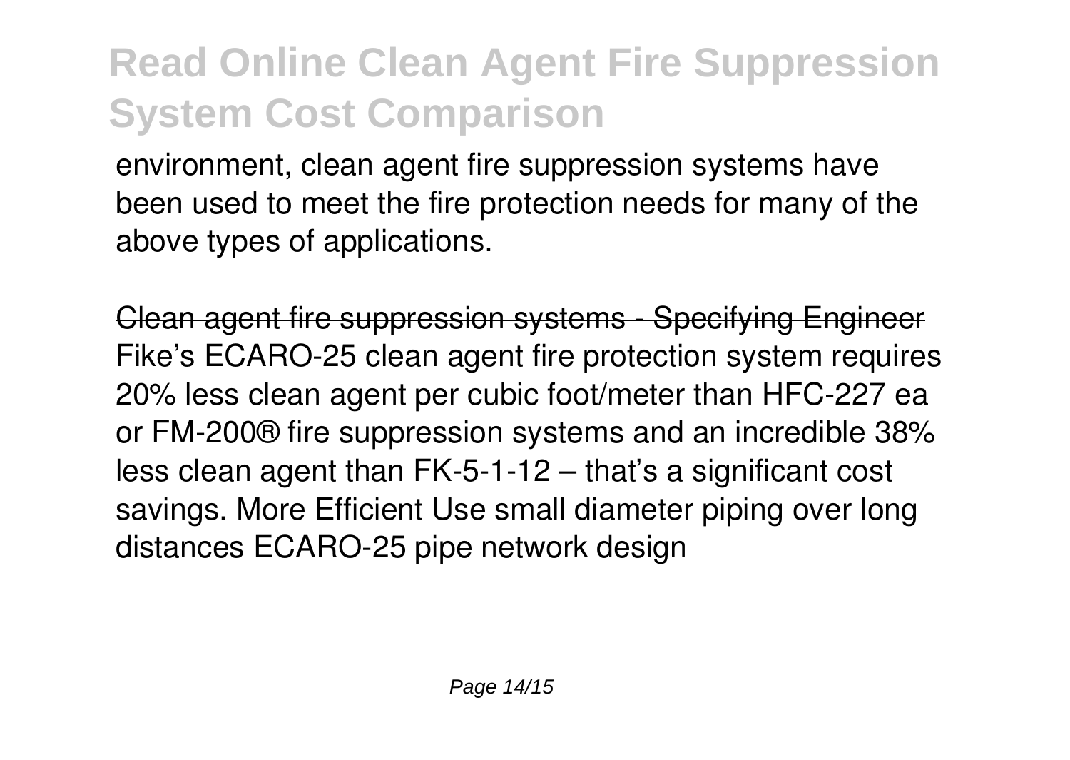environment, clean agent fire suppression systems have been used to meet the fire protection needs for many of the above types of applications.

~~Clean agent fire suppression systems - Specifying Engineer~~
Fike's ECARO-25 clean agent fire protection system requires 20% less clean agent per cubic foot/meter than HFC-227 ea or FM-200® fire suppression systems and an incredible 38% less clean agent than FK-5-1-12 – that's a significant cost savings. More Efficient Use small diameter piping over long distances ECARO-25 pipe network design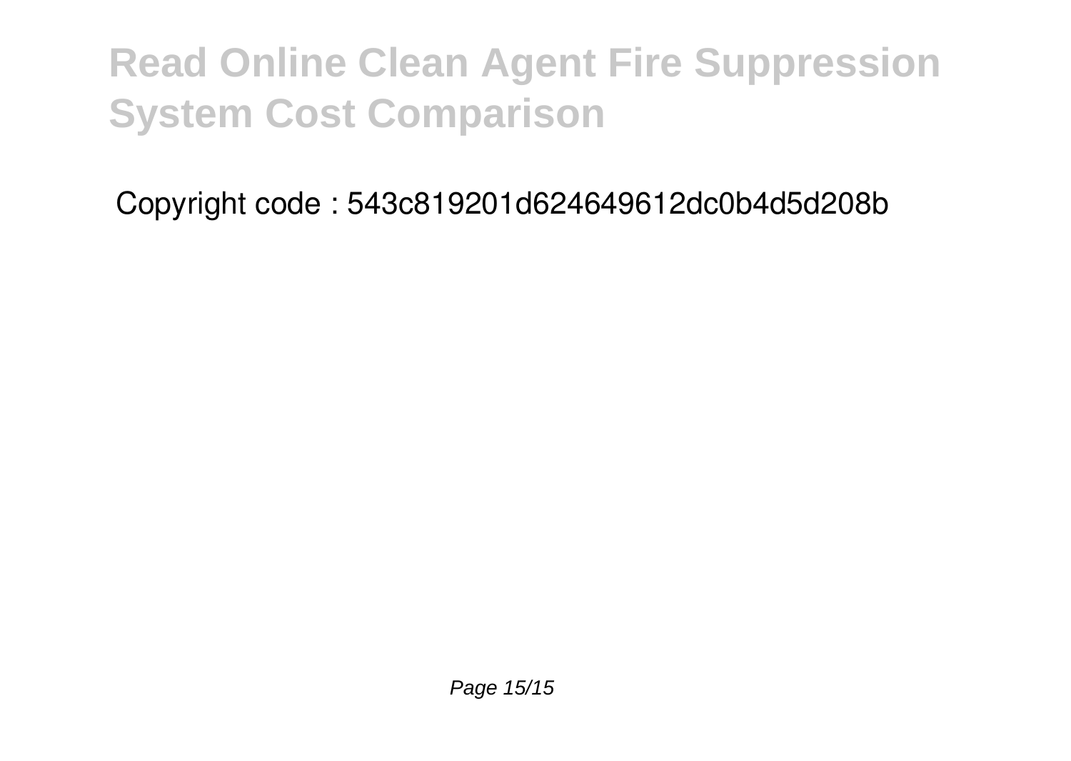Copyright code : 543c819201d624649612dc0b4d5d208b